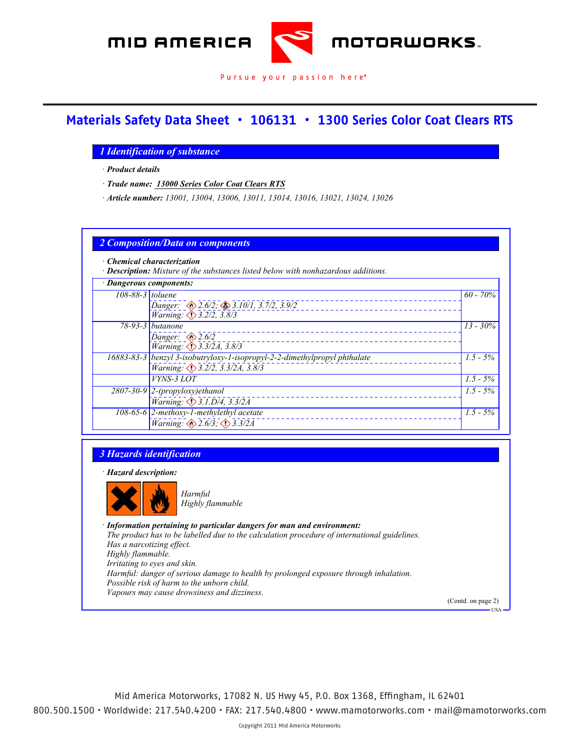MID AMERICA MOTORWORKS

Pursue your passion here®

# Materials Safety Data Sheet • 106131 • 1300 Series Color Coat Clears RTS

## 1 Identification of substance

· ***Product details***

· ***Trade name:*** ***13000 Series Color Coat Clears RTS***

· ***Article number:*** *13001, 13004, 13006, 13011, 13014, 13016, 13021, 13024, 13026*

## 2 Composition/Data on components

· ***Chemical characterization***

· ***Description:*** *Mixture of the substances listed below with nonhazardous additions.*

· ***Dangerous components:***

| CAS | Component | % |
|---|---|---|
| 108-88-3 | toluene<br>Danger: 2.6/2; 3.10/1, 3.7/2, 3.9/2<br>Warning: 3.2/2, 3.8/3 | 60 - 70% |
| 78-93-3 | butanone<br>Danger: 2.6/2<br>Warning: 3.3/2A, 3.8/3 | 13 - 30% |
| 16883-83-3 | benzyl 3-isobutryloxy-1-isopropyl-2-2-dimethylpropyl phthalate<br>Warning: 3.2/2, 3.3/2A, 3.8/3 | 1.5 - 5% |
| | VYNS-3 LOT | 1.5 - 5% |
| 2807-30-9 | 2-(propyloxy)ethanol<br>Warning: 3.1.D/4, 3.3/2A | 1.5 - 5% |
| 108-65-6 | 2-methoxy-1-methylethyl acetate<br>Warning: 2.6/3; 3.3/2A | 1.5 - 5% |

## 3 Hazards identification

· ***Hazard description:***

*Harmful*
*Highly flammable*

· ***Information pertaining to particular dangers for man and environment:***

*The product has to be labelled due to the calculation procedure of international guidelines.*
*Has a narcotizing effect.*
*Highly flammable.*
*Irritating to eyes and skin.*
*Harmful: danger of serious damage to health by prolonged exposure through inhalation.*
*Possible risk of harm to the unborn child.*
*Vapours may cause drowsiness and dizziness.*

(Contd. on page 2)

USA

Mid America Motorworks, 17082 N. US Hwy 45, P.O. Box 1368, Effingham, IL 62401
800.500.1500 • Worldwide: 217.540.4200 • FAX: 217.540.4800 • www.mamotorworks.com • mail@mamotorworks.com

Copyright 2011 Mid America Motorworks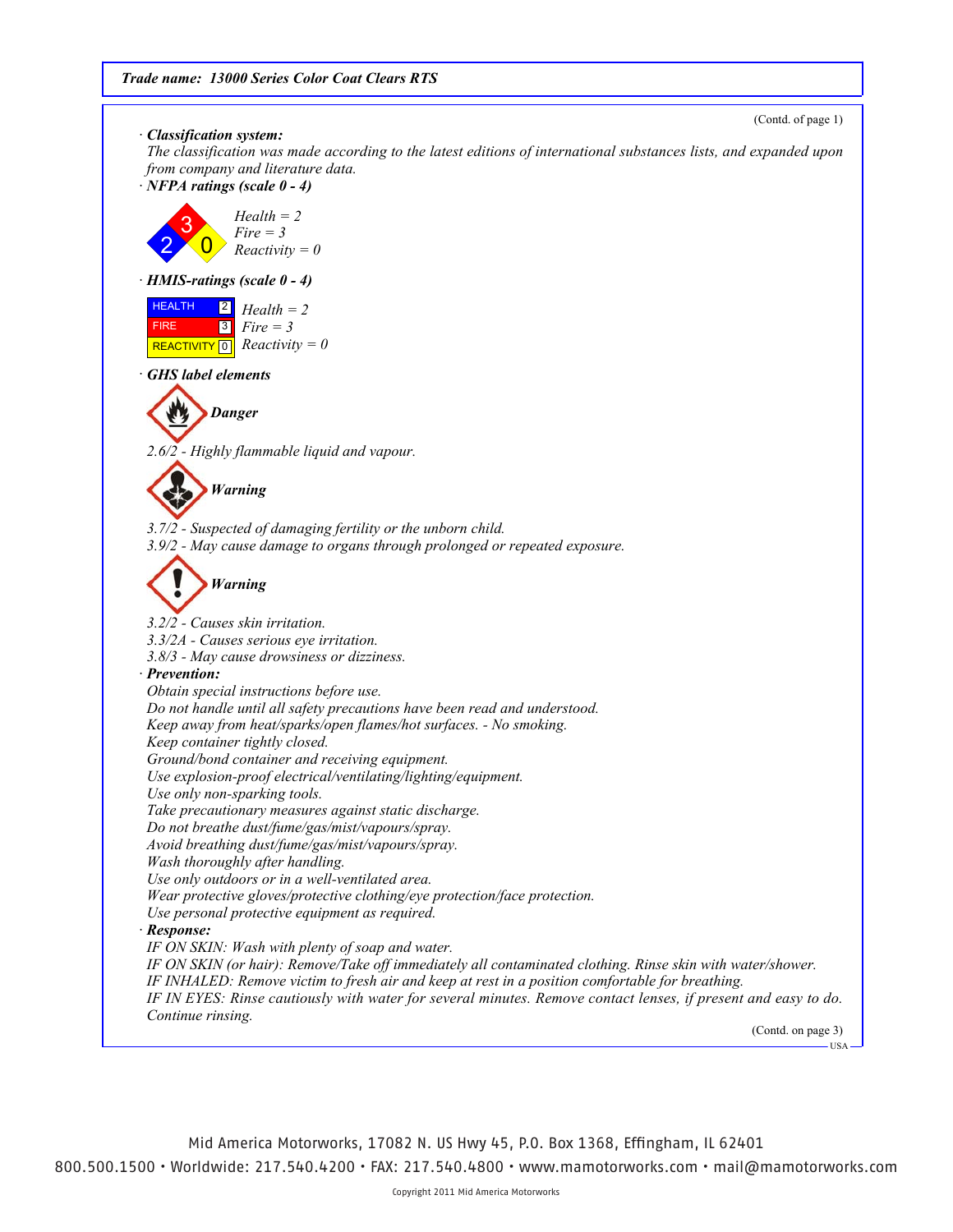(Contd. of page 1)

· **_Classification system:_**

_The classification was made according to the latest editions of international substances lists, and expanded upon from company and literature data._

· **_NFPA ratings (scale 0 - 4)_**

_Health = 2_
_Fire = 3_
_Reactivity = 0_

· **_HMIS-ratings (scale 0 - 4)_**

| | |
|---|---|
| HEALTH | 2 |
| FIRE | 3 |
| REACTIVITY | 0 |

_Health = 2_
_Fire = 3_
_Reactivity = 0_

· **_GHS label elements_**

**_Danger_**

_2.6/2 - Highly flammable liquid and vapour._

**_Warning_**

_3.7/2 - Suspected of damaging fertility or the unborn child._
_3.9/2 - May cause damage to organs through prolonged or repeated exposure._

**_Warning_**

_3.2/2 - Causes skin irritation._
_3.3/2A - Causes serious eye irritation._
_3.8/3 - May cause drowsiness or dizziness._

· **_Prevention:_**

_Obtain special instructions before use._
_Do not handle until all safety precautions have been read and understood._
_Keep away from heat/sparks/open flames/hot surfaces. - No smoking._
_Keep container tightly closed._
_Ground/bond container and receiving equipment._
_Use explosion-proof electrical/ventilating/lighting/equipment._
_Use only non-sparking tools._
_Take precautionary measures against static discharge._
_Do not breathe dust/fume/gas/mist/vapours/spray._
_Avoid breathing dust/fume/gas/mist/vapours/spray._
_Wash thoroughly after handling._
_Use only outdoors or in a well-ventilated area._
_Wear protective gloves/protective clothing/eye protection/face protection._
_Use personal protective equipment as required._

· **_Response:_**

_IF ON SKIN: Wash with plenty of soap and water._
_IF ON SKIN (or hair): Remove/Take off immediately all contaminated clothing. Rinse skin with water/shower._
_IF INHALED: Remove victim to fresh air and keep at rest in a position comfortable for breathing._
_IF IN EYES: Rinse cautiously with water for several minutes. Remove contact lenses, if present and easy to do. Continue rinsing._

(Contd. on page 3)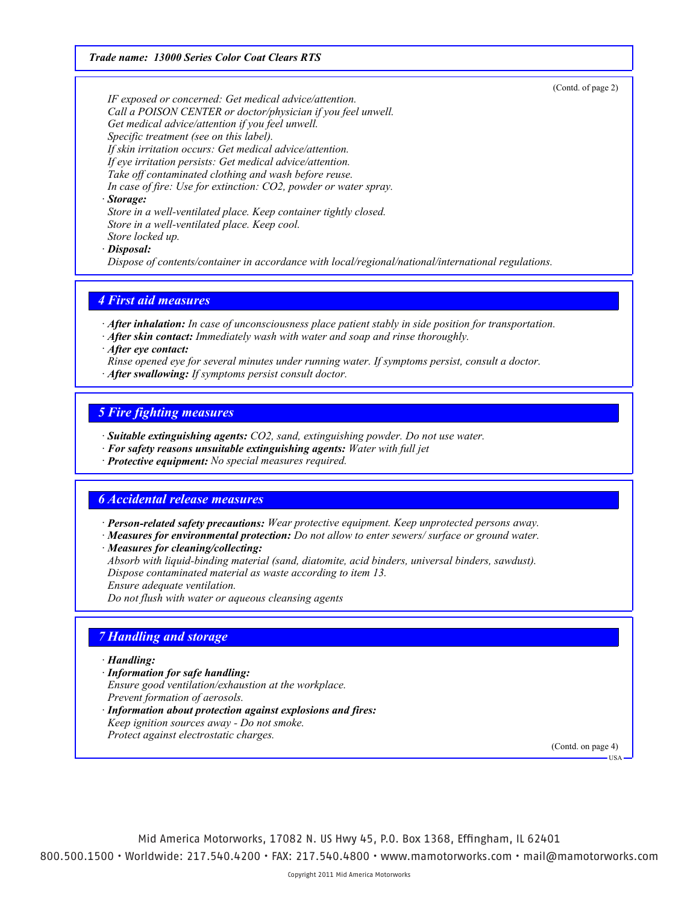(Contd. of page 2)

*IF exposed or concerned: Get medical advice/attention.*
*Call a POISON CENTER or doctor/physician if you feel unwell.*
*Get medical advice/attention if you feel unwell.*
*Specific treatment (see on this label).*
*If skin irritation occurs: Get medical advice/attention.*
*If eye irritation persists: Get medical advice/attention.*
*Take off contaminated clothing and wash before reuse.*
*In case of fire: Use for extinction: $CO_2$, powder or water spray.*

· ***Storage:***
*Store in a well-ventilated place. Keep container tightly closed.*
*Store in a well-ventilated place. Keep cool.*
*Store locked up.*

· ***Disposal:***
*Dispose of contents/container in accordance with local/regional/national/international regulations.*

## *4 First aid measures*

· ***After inhalation:*** *In case of unconsciousness place patient stably in side position for transportation.*
· ***After skin contact:*** *Immediately wash with water and soap and rinse thoroughly.*
· ***After eye contact:***
*Rinse opened eye for several minutes under running water. If symptoms persist, consult a doctor.*
· ***After swallowing:*** *If symptoms persist consult doctor.*

## *5 Fire fighting measures*

· ***Suitable extinguishing agents:*** *$CO_2$, sand, extinguishing powder. Do not use water.*
· ***For safety reasons unsuitable extinguishing agents:*** *Water with full jet*
· ***Protective equipment:*** *No special measures required.*

## *6 Accidental release measures*

· ***Person-related safety precautions:*** *Wear protective equipment. Keep unprotected persons away.*
· ***Measures for environmental protection:*** *Do not allow to enter sewers/ surface or ground water.*
· ***Measures for cleaning/collecting:***
*Absorb with liquid-binding material (sand, diatomite, acid binders, universal binders, sawdust).*
*Dispose contaminated material as waste according to item 13.*
*Ensure adequate ventilation.*
*Do not flush with water or aqueous cleansing agents*

## *7 Handling and storage*

· ***Handling:***
· ***Information for safe handling:***
*Ensure good ventilation/exhaustion at the workplace.*
*Prevent formation of aerosols.*
· ***Information about protection against explosions and fires:***
*Keep ignition sources away - Do not smoke.*
*Protect against electrostatic charges.*

(Contd. on page 4)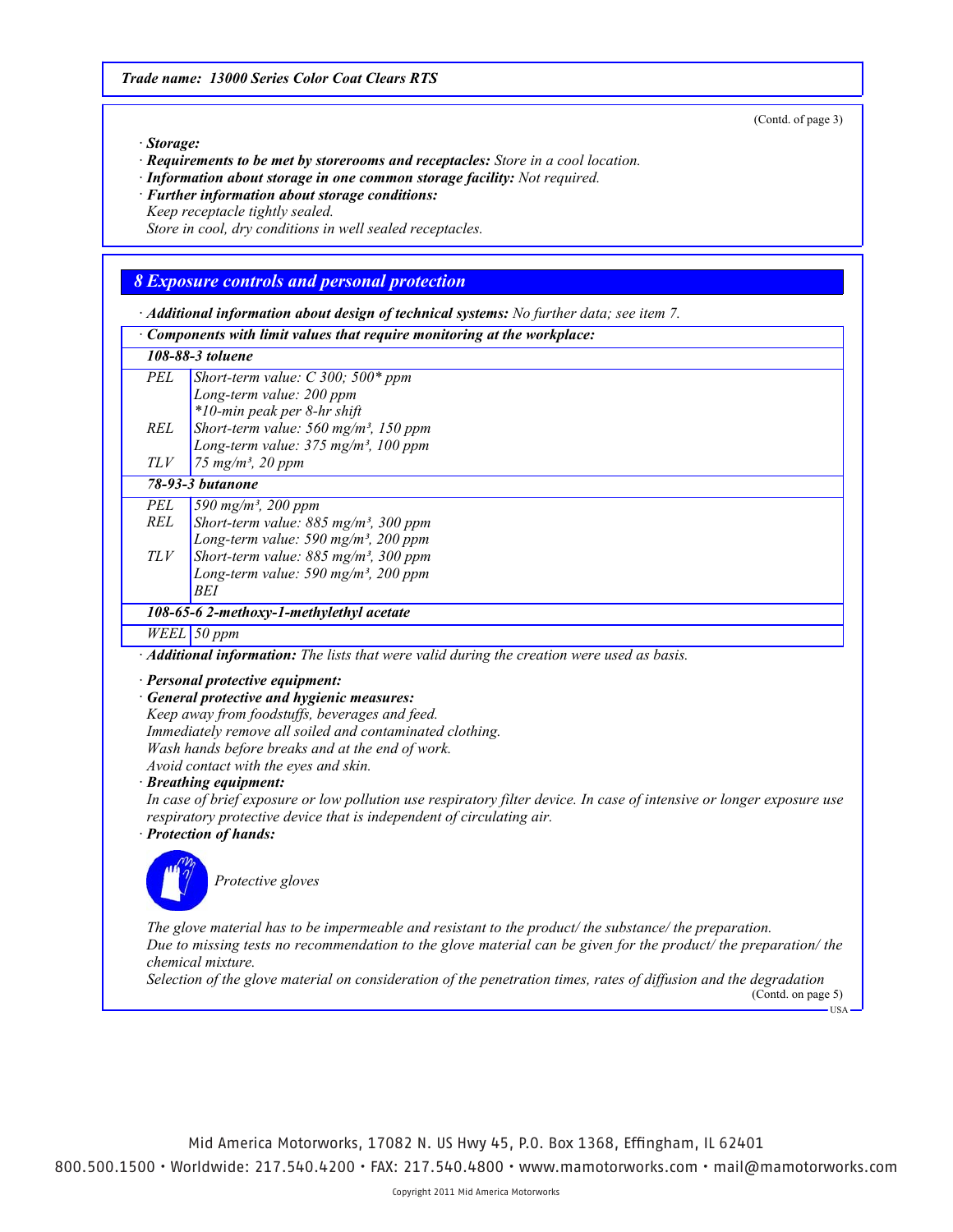(Contd. of page 3)

· **Storage:**

· **Requirements to be met by storerooms and receptacles:** Store in a cool location.

· **Information about storage in one common storage facility:** Not required.

· **Further information about storage conditions:**

Keep receptacle tightly sealed.

Store in cool, dry conditions in well sealed receptacles.

## 8 Exposure controls and personal protection

· **Additional information about design of technical systems:** No further data; see item 7.

· **Components with limit values that require monitoring at the workplace:**

| | |
|---|---|
| **108-88-3 toluene** | |
| PEL | Short-term value: C 300; 500* ppm<br>Long-term value: 200 ppm<br>*10-min peak per 8-hr shift |
| REL | Short-term value: 560 mg/m³, 150 ppm<br>Long-term value: 375 mg/m³, 100 ppm |
| TLV | 75 mg/m³, 20 ppm |
| **78-93-3 butanone** | |
| PEL | 590 mg/m³, 200 ppm |
| REL | Short-term value: 885 mg/m³, 300 ppm<br>Long-term value: 590 mg/m³, 200 ppm |
| TLV | Short-term value: 885 mg/m³, 300 ppm<br>Long-term value: 590 mg/m³, 200 ppm<br>BEI |
| **108-65-6 2-methoxy-1-methylethyl acetate** | |
| WEEL | 50 ppm |

· **Additional information:** The lists that were valid during the creation were used as basis.

· **Personal protective equipment:**

· **General protective and hygienic measures:**

Keep away from foodstuffs, beverages and feed.

Immediately remove all soiled and contaminated clothing.

Wash hands before breaks and at the end of work.

Avoid contact with the eyes and skin.

· **Breathing equipment:**

In case of brief exposure or low pollution use respiratory filter device. In case of intensive or longer exposure use respiratory protective device that is independent of circulating air.

· **Protection of hands:**

Protective gloves

The glove material has to be impermeable and resistant to the product/ the substance/ the preparation.

Due to missing tests no recommendation to the glove material can be given for the product/ the preparation/ the chemical mixture.

Selection of the glove material on consideration of the penetration times, rates of diffusion and the degradation

(Contd. on page 5)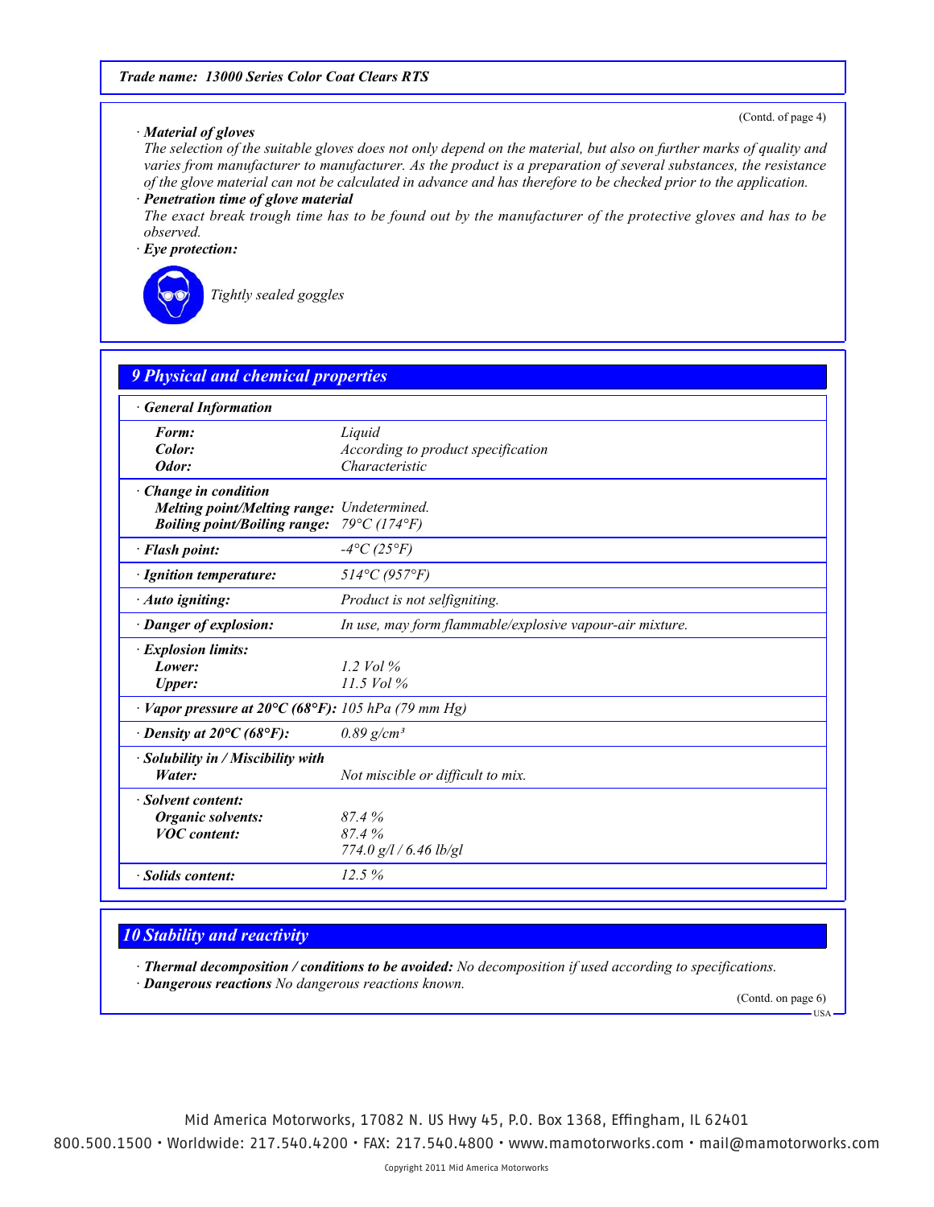(Contd. of page 4)

· ***Material of gloves***

*The selection of the suitable gloves does not only depend on the material, but also on further marks of quality and varies from manufacturer to manufacturer. As the product is a preparation of several substances, the resistance of the glove material can not be calculated in advance and has therefore to be checked prior to the application.*

· ***Penetration time of glove material***

*The exact break trough time has to be found out by the manufacturer of the protective gloves and has to be observed.*

· ***Eye protection:***

*Tightly sealed goggles*

## *9 Physical and chemical properties*

| | |
|---|---|
| · ***General Information*** | |
| ***Form:*** | *Liquid* |
| ***Color:*** | *According to product specification* |
| ***Odor:*** | *Characteristic* |
| · ***Change in condition*** | |
| ***Melting point/Melting range:*** | *Undetermined.* |
| ***Boiling point/Boiling range:*** | *79°C (174°F)* |
| · ***Flash point:*** | *-4°C (25°F)* |
| · ***Ignition temperature:*** | *514°C (957°F)* |
| · ***Auto igniting:*** | *Product is not selfigniting.* |
| · ***Danger of explosion:*** | *In use, may form flammable/explosive vapour-air mixture.* |
| · ***Explosion limits:*** | |
| ***Lower:*** | *1.2 Vol %* |
| ***Upper:*** | *11.5 Vol %* |
| · ***Vapor pressure at 20°C (68°F):*** | *105 hPa (79 mm Hg)* |
| · ***Density at 20°C (68°F):*** | *0.89 g/cm³* |
| · ***Solubility in / Miscibility with*** | |
| ***Water:*** | *Not miscible or difficult to mix.* |
| · ***Solvent content:*** | |
| ***Organic solvents:*** | *87.4 %* |
| ***VOC content:*** | *87.4 %* |
| | *774.0 g/l / 6.46 lb/gl* |
| · ***Solids content:*** | *12.5 %* |

## *10 Stability and reactivity*

· ***Thermal decomposition / conditions to be avoided:*** *No decomposition if used according to specifications.*

· ***Dangerous reactions*** *No dangerous reactions known.*

(Contd. on page 6)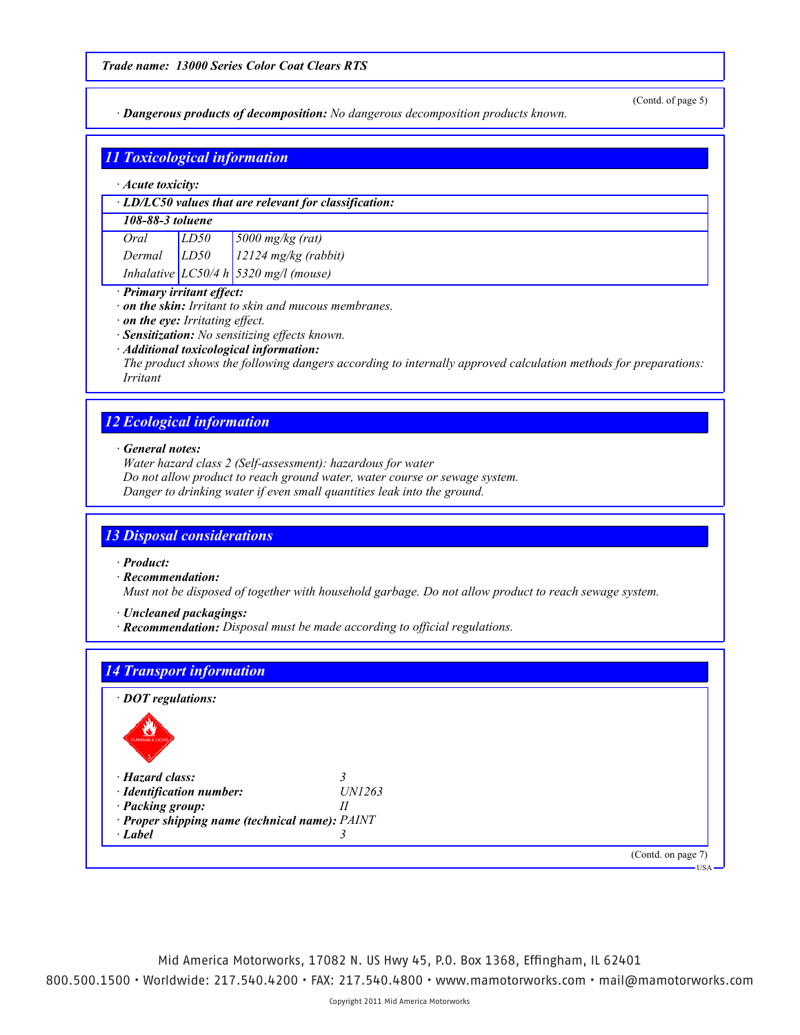Trade name: **13000 Series Color Coat Clears RTS**

(Contd. of page 5)

· ***Dangerous products of decomposition:*** *No dangerous decomposition products known.*

## 11 Toxicological information

· ***Acute toxicity:***

· ***LD/LC50 values that are relevant for classification:***

| **108-88-3 toluene** | | |
|---|---|---|
| Oral | LD50 | 5000 mg/kg (rat) |
| Dermal | LD50 | 12124 mg/kg (rabbit) |
| Inhalative | LC50/4 h | 5320 mg/l (mouse) |

· ***Primary irritant effect:***
· ***on the skin:*** *Irritant to skin and mucous membranes.*
· ***on the eye:*** *Irritating effect.*
· ***Sensitization:*** *No sensitizing effects known.*
· ***Additional toxicological information:***
*The product shows the following dangers according to internally approved calculation methods for preparations: Irritant*

## 12 Ecological information

· ***General notes:***
*Water hazard class 2 (Self-assessment): hazardous for water*
*Do not allow product to reach ground water, water course or sewage system.*
*Danger to drinking water if even small quantities leak into the ground.*

## 13 Disposal considerations

· ***Product:***
· ***Recommendation:***
*Must not be disposed of together with household garbage. Do not allow product to reach sewage system.*

· ***Uncleaned packagings:***
· ***Recommendation:*** *Disposal must be made according to official regulations.*

## 14 Transport information

· ***DOT regulations:***

FLAMMABLE LIQUID 3

· ***Hazard class:*** 3
· ***Identification number:*** UN1263
· ***Packing group:*** II
· ***Proper shipping name (technical name):*** PAINT
· ***Label*** 3

(Contd. on page 7)

USA

Mid America Motorworks, 17082 N. US Hwy 45, P.O. Box 1368, Effingham, IL 62401
800.500.1500 • Worldwide: 217.540.4200 • FAX: 217.540.4800 • www.mamotorworks.com • mail@mamotorworks.com

Copyright 2011 Mid America Motorworks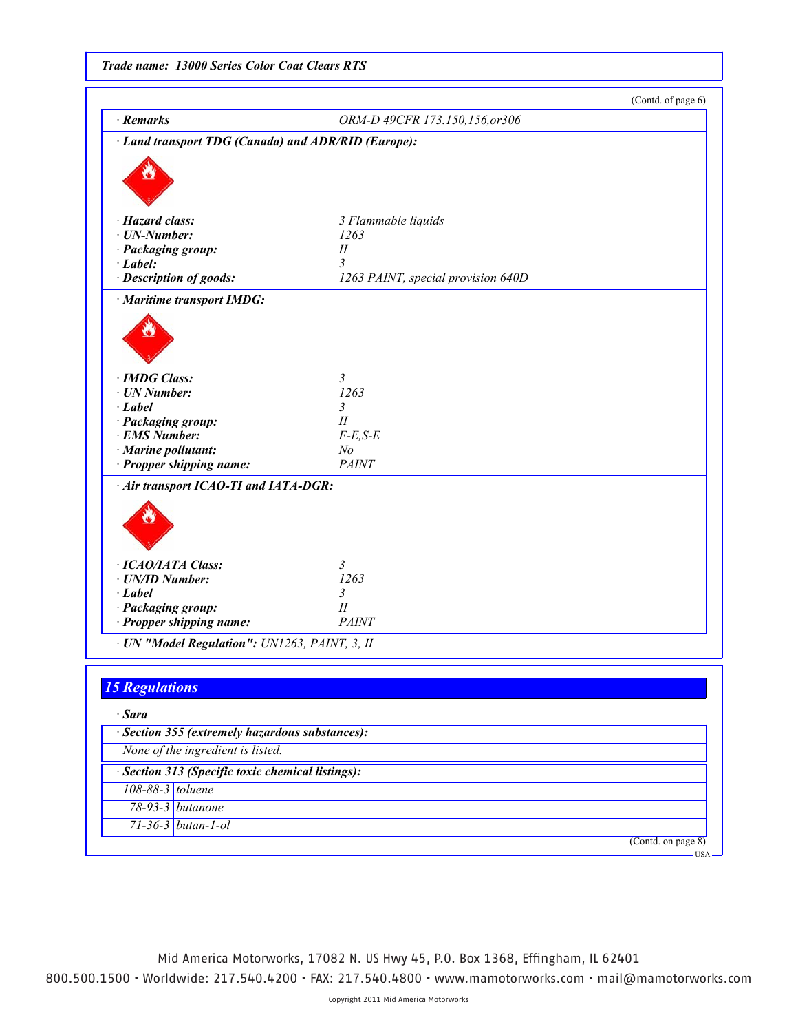(Contd. of page 6)

| | |
|---|---|
| · **Remarks** | ORM-D 49CFR 173.150,156,or306 |

· **Land transport TDG (Canada) and ADR/RID (Europe):**

| | |
|---|---|
| · **Hazard class:** | 3 Flammable liquids |
| · **UN-Number:** | 1263 |
| · **Packaging group:** | II |
| · **Label:** | 3 |
| · **Description of goods:** | 1263 PAINT, special provision 640D |

· **Maritime transport IMDG:**

| | |
|---|---|
| · **IMDG Class:** | 3 |
| · **UN Number:** | 1263 |
| · **Label** | 3 |
| · **Packaging group:** | II |
| · **EMS Number:** | F-E,S-E |
| · **Marine pollutant:** | No |
| · **Propper shipping name:** | PAINT |

· **Air transport ICAO-TI and IATA-DGR:**

| | |
|---|---|
| · **ICAO/IATA Class:** | 3 |
| · **UN/ID Number:** | 1263 |
| · **Label** | 3 |
| · **Packaging group:** | II |
| · **Propper shipping name:** | PAINT |

· **UN "Model Regulation":** UN1263, PAINT, 3, II

## 15 Regulations

· **Sara**

· **Section 355 (extremely hazardous substances):**

None of the ingredient is listed.

· **Section 313 (Specific toxic chemical listings):**

| | |
|---|---|
| 108-88-3 | toluene |
| 78-93-3 | butanone |
| 71-36-3 | butan-1-ol |

(Contd. on page 8)

Mid America Motorworks, 17082 N. US Hwy 45, P.O. Box 1368, Effingham, IL 62401

800.500.1500 • Worldwide: 217.540.4200 • FAX: 217.540.4800 • www.mamotorworks.com • mail@mamotorworks.com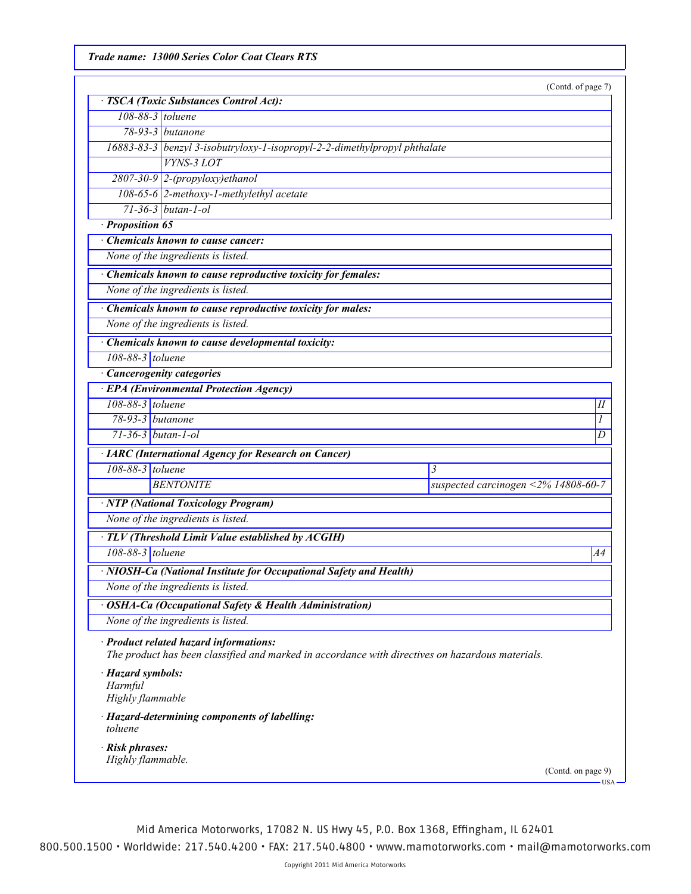*Trade name: 13000 Series Color Coat Clears RTS*

(Contd. of page 7)

**· TSCA (Toxic Substances Control Act):**

| | |
|---|---|
| 108-88-3 | toluene |
| 78-93-3 | butanone |
| 16883-83-3 | benzyl 3-isobutryloxy-1-isopropyl-2-2-dimethylpropyl phthalate |
| | VYNS-3 LOT |
| 2807-30-9 | 2-(propyloxy)ethanol |
| 108-65-6 | 2-methoxy-1-methylethyl acetate |
| 71-36-3 | butan-1-ol |

**· Proposition 65**

**· Chemicals known to cause cancer:**

None of the ingredients is listed.

**· Chemicals known to cause reproductive toxicity for females:**

None of the ingredients is listed.

**· Chemicals known to cause reproductive toxicity for males:**

None of the ingredients is listed.

**· Chemicals known to cause developmental toxicity:**

| | |
|---|---|
| 108-88-3 | toluene |

**· Cancerogenity categories**

**· EPA (Environmental Protection Agency)**

| | | |
|---|---|---|
| 108-88-3 | toluene | II |
| 78-93-3 | butanone | I |
| 71-36-3 | butan-1-ol | D |

**· IARC (International Agency for Research on Cancer)**

| | | |
|---|---|---|
| 108-88-3 | toluene | 3 |
| | BENTONITE | suspected carcinogen <2% 14808-60-7 |

**· NTP (National Toxicology Program)**

None of the ingredients is listed.

**· TLV (Threshold Limit Value established by ACGIH)**

| | | |
|---|---|---|
| 108-88-3 | toluene | A4 |

**· NIOSH-Ca (National Institute for Occupational Safety and Health)**

None of the ingredients is listed.

**· OSHA-Ca (Occupational Safety & Health Administration)**

None of the ingredients is listed.

**· Product related hazard informations:**

The product has been classified and marked in accordance with directives on hazardous materials.

**· Hazard symbols:**

Harmful
Highly flammable

**· Hazard-determining components of labelling:**

toluene

**· Risk phrases:**

Highly flammable.

(Contd. on page 9)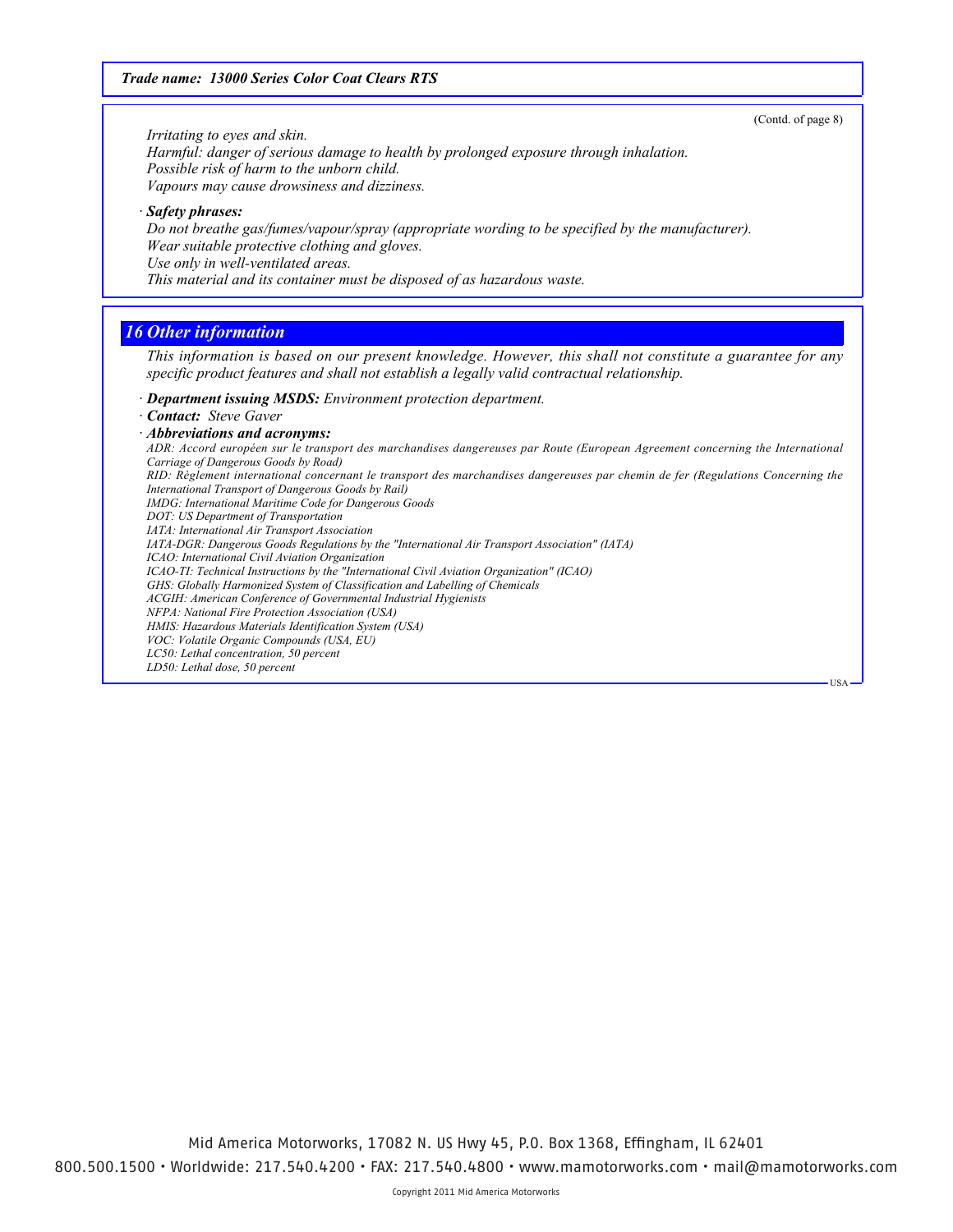(Contd. of page 8)

*Irritating to eyes and skin.*
*Harmful: danger of serious damage to health by prolonged exposure through inhalation.*
*Possible risk of harm to the unborn child.*
*Vapours may cause drowsiness and dizziness.*

· ***Safety phrases:***
*Do not breathe gas/fumes/vapour/spray (appropriate wording to be specified by the manufacturer).*
*Wear suitable protective clothing and gloves.*
*Use only in well-ventilated areas.*
*This material and its container must be disposed of as hazardous waste.*

## 16 Other information

*This information is based on our present knowledge. However, this shall not constitute a guarantee for any specific product features and shall not establish a legally valid contractual relationship.*

· ***Department issuing MSDS:*** *Environment protection department.*
· ***Contact:*** *Steve Gaver*
· ***Abbreviations and acronyms:***
*ADR: Accord européen sur le transport des marchandises dangereuses par Route (European Agreement concerning the International Carriage of Dangerous Goods by Road)*
*RID: Règlement international concernant le transport des marchandises dangereuses par chemin de fer (Regulations Concerning the International Transport of Dangerous Goods by Rail)*
*IMDG: International Maritime Code for Dangerous Goods*
*DOT: US Department of Transportation*
*IATA: International Air Transport Association*
*IATA-DGR: Dangerous Goods Regulations by the "International Air Transport Association" (IATA)*
*ICAO: International Civil Aviation Organization*
*ICAO-TI: Technical Instructions by the "International Civil Aviation Organization" (ICAO)*
*GHS: Globally Harmonized System of Classification and Labelling of Chemicals*
*ACGIH: American Conference of Governmental Industrial Hygienists*
*NFPA: National Fire Protection Association (USA)*
*HMIS: Hazardous Materials Identification System (USA)*
*VOC: Volatile Organic Compounds (USA, EU)*
*LC50: Lethal concentration, 50 percent*
*LD50: Lethal dose, 50 percent*